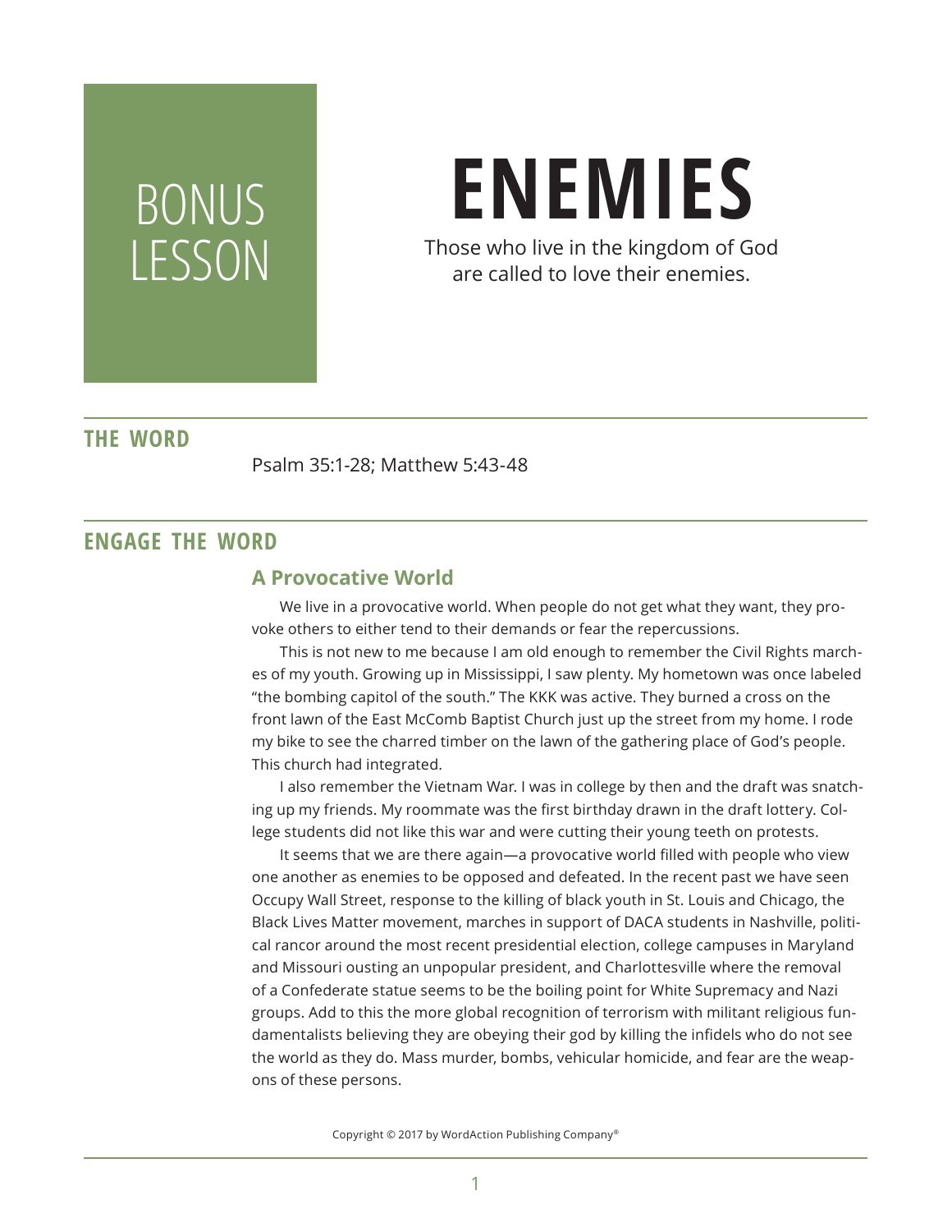BONUS LESSON

# ENEMIES

Those who live in the kingdom of God are called to love their enemies.

## THE WORD

Psalm 35:1-28; Matthew 5:43-48

## ENGAGE THE WORD

### A Provocative World

We live in a provocative world. When people do not get what they want, they provoke others to either tend to their demands or fear the repercussions.

This is not new to me because I am old enough to remember the Civil Rights marches of my youth. Growing up in Mississippi, I saw plenty. My hometown was once labeled "the bombing capitol of the south." The KKK was active. They burned a cross on the front lawn of the East McComb Baptist Church just up the street from my home. I rode my bike to see the charred timber on the lawn of the gathering place of God's people. This church had integrated.

I also remember the Vietnam War. I was in college by then and the draft was snatching up my friends. My roommate was the first birthday drawn in the draft lottery. College students did not like this war and were cutting their young teeth on protests.

It seems that we are there again—a provocative world filled with people who view one another as enemies to be opposed and defeated. In the recent past we have seen Occupy Wall Street, response to the killing of black youth in St. Louis and Chicago, the Black Lives Matter movement, marches in support of DACA students in Nashville, political rancor around the most recent presidential election, college campuses in Maryland and Missouri ousting an unpopular president, and Charlottesville where the removal of a Confederate statue seems to be the boiling point for White Supremacy and Nazi groups. Add to this the more global recognition of terrorism with militant religious fundamentalists believing they are obeying their god by killing the infidels who do not see the world as they do. Mass murder, bombs, vehicular homicide, and fear are the weapons of these persons.

Copyright © 2017 by WordAction Publishing Company®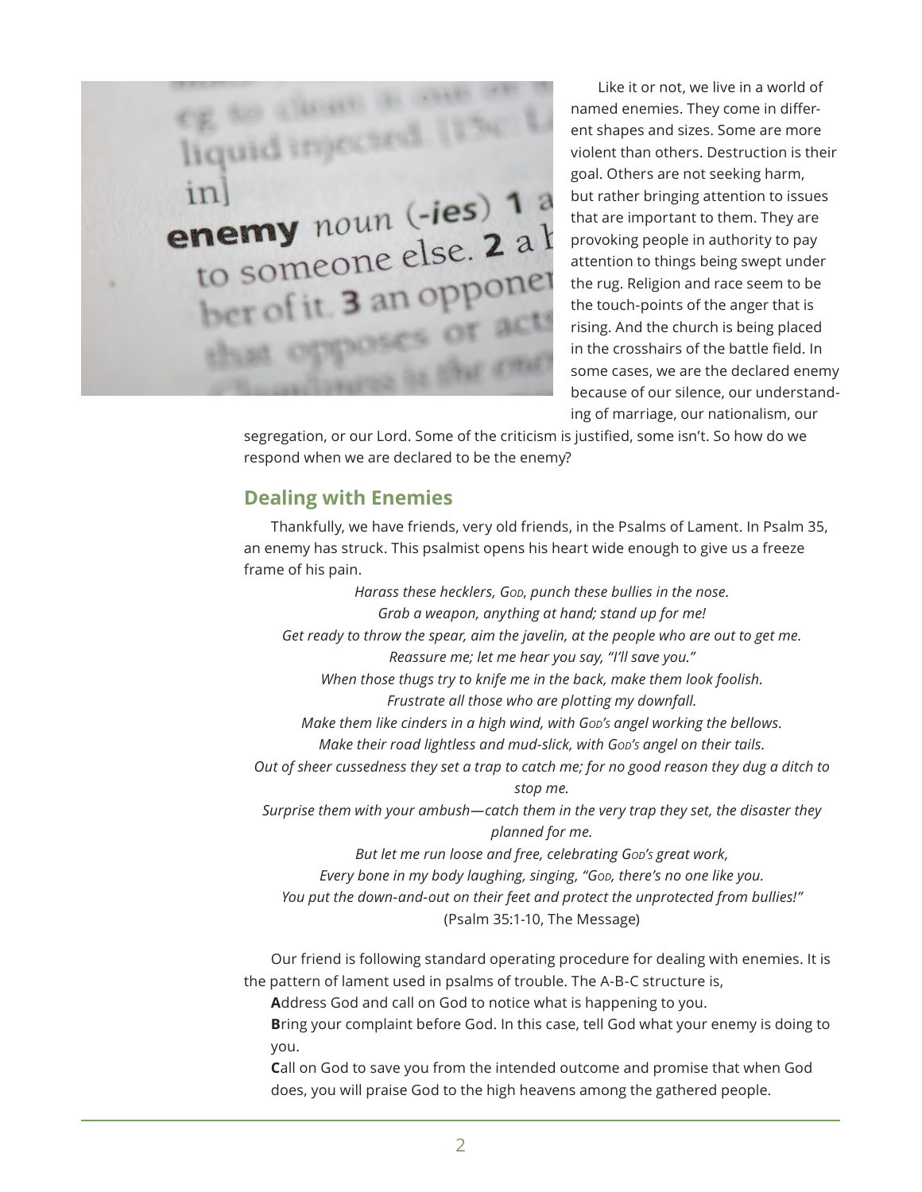Like it or not, we live in a world of named enemies. They come in different shapes and sizes. Some are more violent than others. Destruction is their goal. Others are not seeking harm, but rather bringing attention to issues that are important to them. They are provoking people in authority to pay attention to things being swept under the rug. Religion and race seem to be the touch-points of the anger that is rising. And the church is being placed in the crosshairs of the battle field. In some cases, we are the declared enemy because of our silence, our understanding of marriage, our nationalism, our segregation, or our Lord. Some of the criticism is justified, some isn't. So how do we respond when we are declared to be the enemy?

## Dealing with Enemies

Thankfully, we have friends, very old friends, in the Psalms of Lament. In Psalm 35, an enemy has struck. This psalmist opens his heart wide enough to give us a freeze frame of his pain.

*Harass these hecklers, God, punch these bullies in the nose.*
*Grab a weapon, anything at hand; stand up for me!*
*Get ready to throw the spear, aim the javelin, at the people who are out to get me.*
*Reassure me; let me hear you say, "I'll save you."*
*When those thugs try to knife me in the back, make them look foolish.*
*Frustrate all those who are plotting my downfall.*
*Make them like cinders in a high wind, with God's angel working the bellows.*
*Make their road lightless and mud-slick, with God's angel on their tails.*
*Out of sheer cussedness they set a trap to catch me; for no good reason they dug a ditch to stop me.*
*Surprise them with your ambush—catch them in the very trap they set, the disaster they planned for me.*
*But let me run loose and free, celebrating God's great work,*
*Every bone in my body laughing, singing, "God, there's no one like you.*
*You put the down-and-out on their feet and protect the unprotected from bullies!"*
(Psalm 35:1-10, The Message)

Our friend is following standard operating procedure for dealing with enemies. It is the pattern of lament used in psalms of trouble. The A-B-C structure is,

**A**ddress God and call on God to notice what is happening to you.

**B**ring your complaint before God. In this case, tell God what your enemy is doing to you.

**C**all on God to save you from the intended outcome and promise that when God does, you will praise God to the high heavens among the gathered people.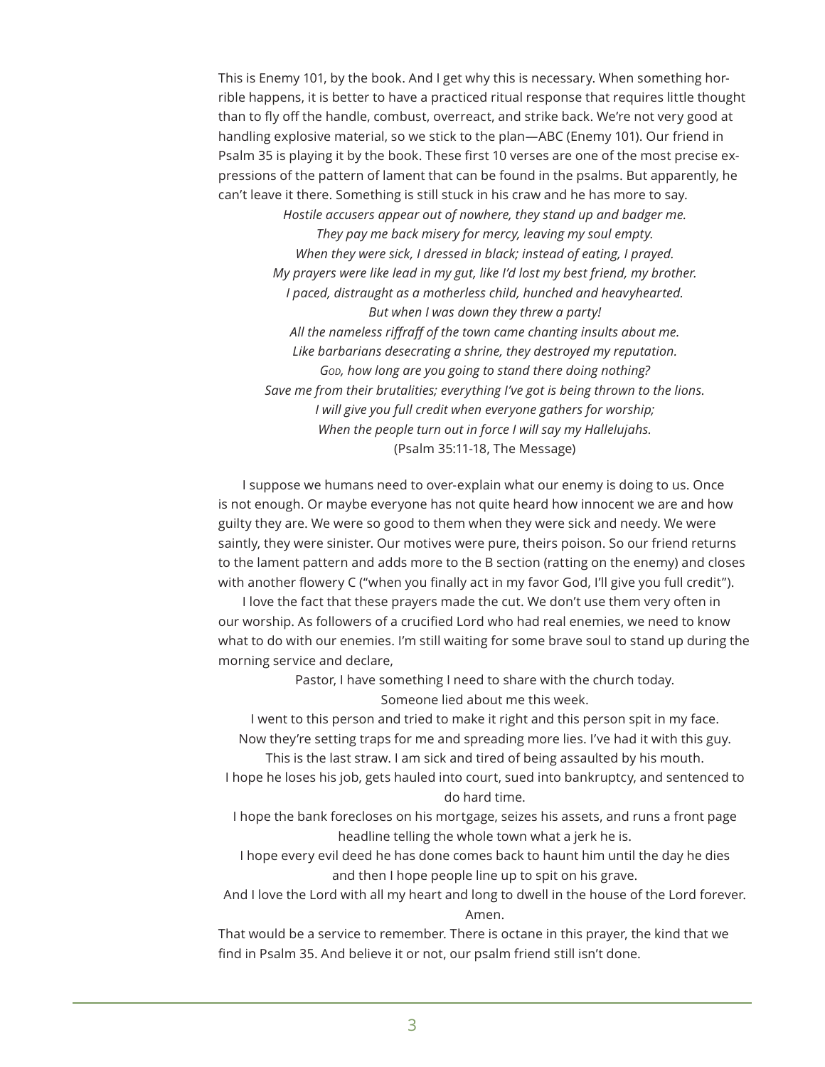This is Enemy 101, by the book. And I get why this is necessary. When something horrible happens, it is better to have a practiced ritual response that requires little thought than to fly off the handle, combust, overreact, and strike back. We're not very good at handling explosive material, so we stick to the plan—ABC (Enemy 101). Our friend in Psalm 35 is playing it by the book. These first 10 verses are one of the most precise expressions of the pattern of lament that can be found in the psalms. But apparently, he can't leave it there. Something is still stuck in his craw and he has more to say.

*Hostile accusers appear out of nowhere, they stand up and badger me.*
*They pay me back misery for mercy, leaving my soul empty.*
*When they were sick, I dressed in black; instead of eating, I prayed.*
*My prayers were like lead in my gut, like I'd lost my best friend, my brother.*
*I paced, distraught as a motherless child, hunched and heavyhearted.*
*But when I was down they threw a party!*
*All the nameless riffraff of the town came chanting insults about me.*
*Like barbarians desecrating a shrine, they destroyed my reputation.*
*God, how long are you going to stand there doing nothing?*
*Save me from their brutalities; everything I've got is being thrown to the lions.*
*I will give you full credit when everyone gathers for worship;*
*When the people turn out in force I will say my Hallelujahs.*
(Psalm 35:11-18, The Message)

I suppose we humans need to over-explain what our enemy is doing to us. Once is not enough. Or maybe everyone has not quite heard how innocent we are and how guilty they are. We were so good to them when they were sick and needy. We were saintly, they were sinister. Our motives were pure, theirs poison. So our friend returns to the lament pattern and adds more to the B section (ratting on the enemy) and closes with another flowery C ("when you finally act in my favor God, I'll give you full credit").

I love the fact that these prayers made the cut. We don't use them very often in our worship. As followers of a crucified Lord who had real enemies, we need to know what to do with our enemies. I'm still waiting for some brave soul to stand up during the morning service and declare,

Pastor, I have something I need to share with the church today.
Someone lied about me this week.
I went to this person and tried to make it right and this person spit in my face.
Now they're setting traps for me and spreading more lies. I've had it with this guy.
This is the last straw. I am sick and tired of being assaulted by his mouth.
I hope he loses his job, gets hauled into court, sued into bankruptcy, and sentenced to do hard time.
I hope the bank forecloses on his mortgage, seizes his assets, and runs a front page headline telling the whole town what a jerk he is.
I hope every evil deed he has done comes back to haunt him until the day he dies and then I hope people line up to spit on his grave.
And I love the Lord with all my heart and long to dwell in the house of the Lord forever.
Amen.

That would be a service to remember. There is octane in this prayer, the kind that we find in Psalm 35. And believe it or not, our psalm friend still isn't done.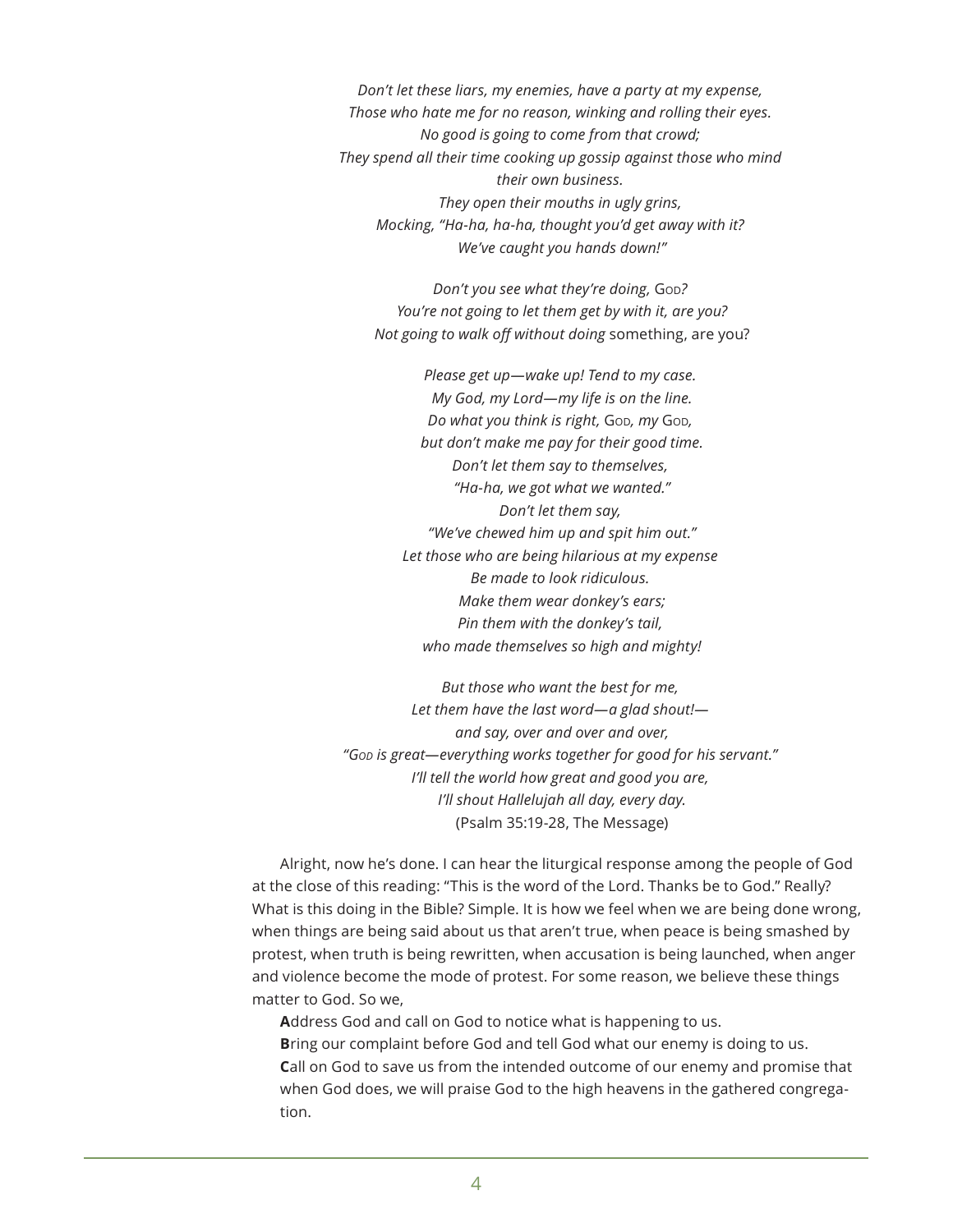*Don't let these liars, my enemies, have a party at my expense,*
*Those who hate me for no reason, winking and rolling their eyes.*
*No good is going to come from that crowd;*
*They spend all their time cooking up gossip against those who mind their own business.*
*They open their mouths in ugly grins,*
*Mocking, "Ha-ha, ha-ha, thought you'd get away with it?*
*We've caught you hands down!"*

*Don't you see what they're doing,* God*?*
*You're not going to let them get by with it, are you?*
*Not going to walk off without doing* something, are you?

*Please get up—wake up! Tend to my case.*
*My God, my Lord—my life is on the line.*
*Do what you think is right,* God*, my* God*,*
*but don't make me pay for their good time.*
*Don't let them say to themselves,*
*"Ha-ha, we got what we wanted."*
*Don't let them say,*
*"We've chewed him up and spit him out."*
*Let those who are being hilarious at my expense*
*Be made to look ridiculous.*
*Make them wear donkey's ears;*
*Pin them with the donkey's tail,*
*who made themselves so high and mighty!*

*But those who want the best for me,*
*Let them have the last word—a glad shout!—*
*and say, over and over and over,*
*"God is great—everything works together for good for his servant."*
*I'll tell the world how great and good you are,*
*I'll shout Hallelujah all day, every day.*
(Psalm 35:19-28, The Message)

Alright, now he's done. I can hear the liturgical response among the people of God at the close of this reading: "This is the word of the Lord. Thanks be to God." Really? What is this doing in the Bible? Simple. It is how we feel when we are being done wrong, when things are being said about us that aren't true, when peace is being smashed by protest, when truth is being rewritten, when accusation is being launched, when anger and violence become the mode of protest. For some reason, we believe these things matter to God. So we,

**A**ddress God and call on God to notice what is happening to us.
**B**ring our complaint before God and tell God what our enemy is doing to us.
**C**all on God to save us from the intended outcome of our enemy and promise that when God does, we will praise God to the high heavens in the gathered congregation.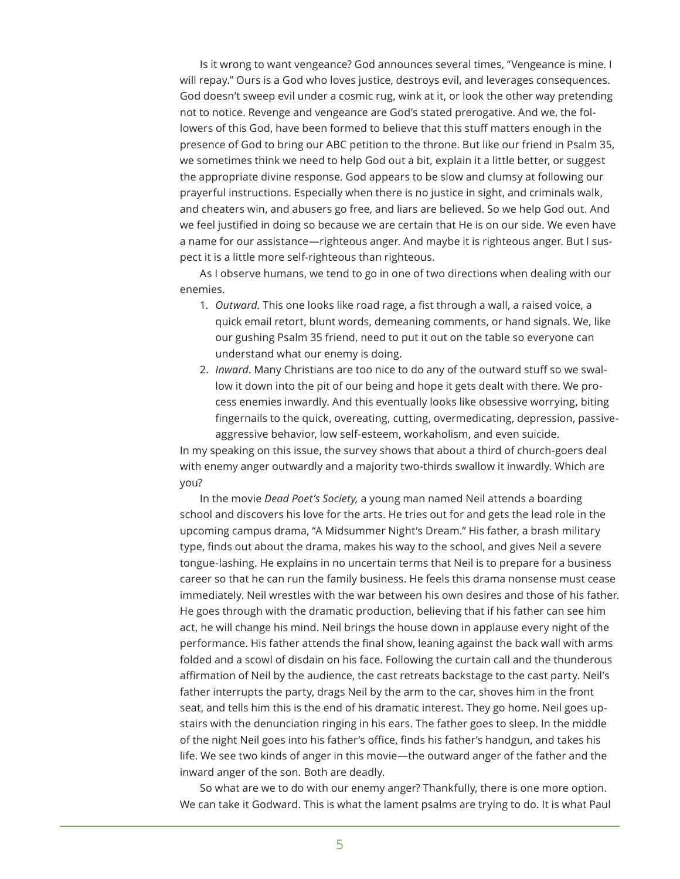Is it wrong to want vengeance? God announces several times, "Vengeance is mine. I will repay." Ours is a God who loves justice, destroys evil, and leverages consequences. God doesn't sweep evil under a cosmic rug, wink at it, or look the other way pretending not to notice. Revenge and vengeance are God's stated prerogative. And we, the followers of this God, have been formed to believe that this stuff matters enough in the presence of God to bring our ABC petition to the throne. But like our friend in Psalm 35, we sometimes think we need to help God out a bit, explain it a little better, or suggest the appropriate divine response. God appears to be slow and clumsy at following our prayerful instructions. Especially when there is no justice in sight, and criminals walk, and cheaters win, and abusers go free, and liars are believed. So we help God out. And we feel justified in doing so because we are certain that He is on our side. We even have a name for our assistance—righteous anger. And maybe it is righteous anger. But I suspect it is a little more self-righteous than righteous.

As I observe humans, we tend to go in one of two directions when dealing with our enemies.

1. *Outward.* This one looks like road rage, a fist through a wall, a raised voice, a quick email retort, blunt words, demeaning comments, or hand signals. We, like our gushing Psalm 35 friend, need to put it out on the table so everyone can understand what our enemy is doing.
2. *Inward*. Many Christians are too nice to do any of the outward stuff so we swallow it down into the pit of our being and hope it gets dealt with there. We process enemies inwardly. And this eventually looks like obsessive worrying, biting fingernails to the quick, overeating, cutting, overmedicating, depression, passive-aggressive behavior, low self-esteem, workaholism, and even suicide.

In my speaking on this issue, the survey shows that about a third of church-goers deal with enemy anger outwardly and a majority two-thirds swallow it inwardly. Which are you?

In the movie *Dead Poet's Society,* a young man named Neil attends a boarding school and discovers his love for the arts. He tries out for and gets the lead role in the upcoming campus drama, "A Midsummer Night's Dream." His father, a brash military type, finds out about the drama, makes his way to the school, and gives Neil a severe tongue-lashing. He explains in no uncertain terms that Neil is to prepare for a business career so that he can run the family business. He feels this drama nonsense must cease immediately. Neil wrestles with the war between his own desires and those of his father. He goes through with the dramatic production, believing that if his father can see him act, he will change his mind. Neil brings the house down in applause every night of the performance. His father attends the final show, leaning against the back wall with arms folded and a scowl of disdain on his face. Following the curtain call and the thunderous affirmation of Neil by the audience, the cast retreats backstage to the cast party. Neil's father interrupts the party, drags Neil by the arm to the car, shoves him in the front seat, and tells him this is the end of his dramatic interest. They go home. Neil goes upstairs with the denunciation ringing in his ears. The father goes to sleep. In the middle of the night Neil goes into his father's office, finds his father's handgun, and takes his life. We see two kinds of anger in this movie—the outward anger of the father and the inward anger of the son. Both are deadly.

So what are we to do with our enemy anger? Thankfully, there is one more option. We can take it Godward. This is what the lament psalms are trying to do. It is what Paul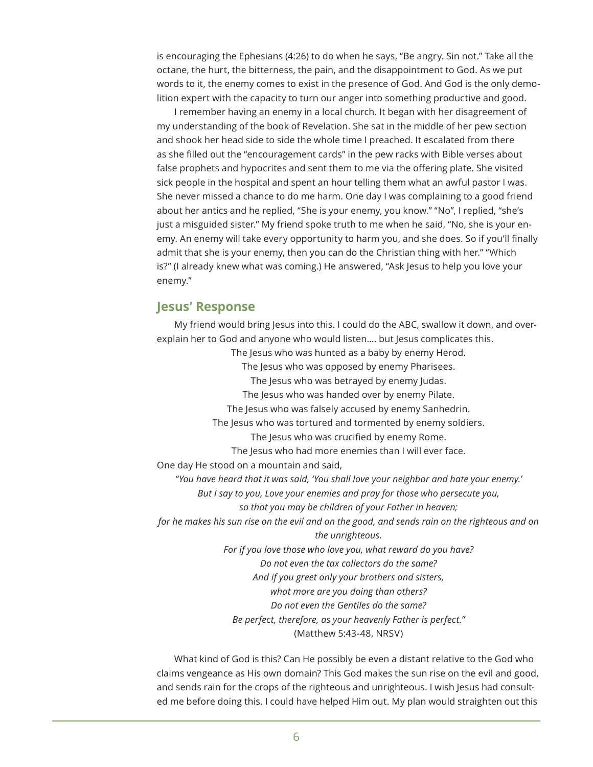is encouraging the Ephesians (4:26) to do when he says, "Be angry. Sin not." Take all the octane, the hurt, the bitterness, the pain, and the disappointment to God. As we put words to it, the enemy comes to exist in the presence of God. And God is the only demolition expert with the capacity to turn our anger into something productive and good.

I remember having an enemy in a local church. It began with her disagreement of my understanding of the book of Revelation. She sat in the middle of her pew section and shook her head side to side the whole time I preached. It escalated from there as she filled out the "encouragement cards" in the pew racks with Bible verses about false prophets and hypocrites and sent them to me via the offering plate. She visited sick people in the hospital and spent an hour telling them what an awful pastor I was. She never missed a chance to do me harm. One day I was complaining to a good friend about her antics and he replied, "She is your enemy, you know." "No", I replied, "she's just a misguided sister." My friend spoke truth to me when he said, "No, she is your enemy. An enemy will take every opportunity to harm you, and she does. So if you'll finally admit that she is your enemy, then you can do the Christian thing with her." "Which is?" (I already knew what was coming.) He answered, "Ask Jesus to help you love your enemy."

## Jesus' Response

My friend would bring Jesus into this. I could do the ABC, swallow it down, and over-explain her to God and anyone who would listen.... but Jesus complicates this.

The Jesus who was hunted as a baby by enemy Herod.  
The Jesus who was opposed by enemy Pharisees.  
The Jesus who was betrayed by enemy Judas.  
The Jesus who was handed over by enemy Pilate.  
The Jesus who was falsely accused by enemy Sanhedrin.  
The Jesus who was tortured and tormented by enemy soldiers.  
The Jesus who was crucified by enemy Rome.  
The Jesus who had more enemies than I will ever face.

One day He stood on a mountain and said,

*"You have heard that it was said, 'You shall love your neighbor and hate your enemy.'*  
*But I say to you, Love your enemies and pray for those who persecute you,*  
*so that you may be children of your Father in heaven;*  
*for he makes his sun rise on the evil and on the good, and sends rain on the righteous and on the unrighteous.*  
*For if you love those who love you, what reward do you have?*  
*Do not even the tax collectors do the same?*  
*And if you greet only your brothers and sisters,*  
*what more are you doing than others?*  
*Do not even the Gentiles do the same?*  
*Be perfect, therefore, as your heavenly Father is perfect."*  
(Matthew 5:43-48, NRSV)

What kind of God is this? Can He possibly be even a distant relative to the God who claims vengeance as His own domain? This God makes the sun rise on the evil and good, and sends rain for the crops of the righteous and unrighteous. I wish Jesus had consulted me before doing this. I could have helped Him out. My plan would straighten out this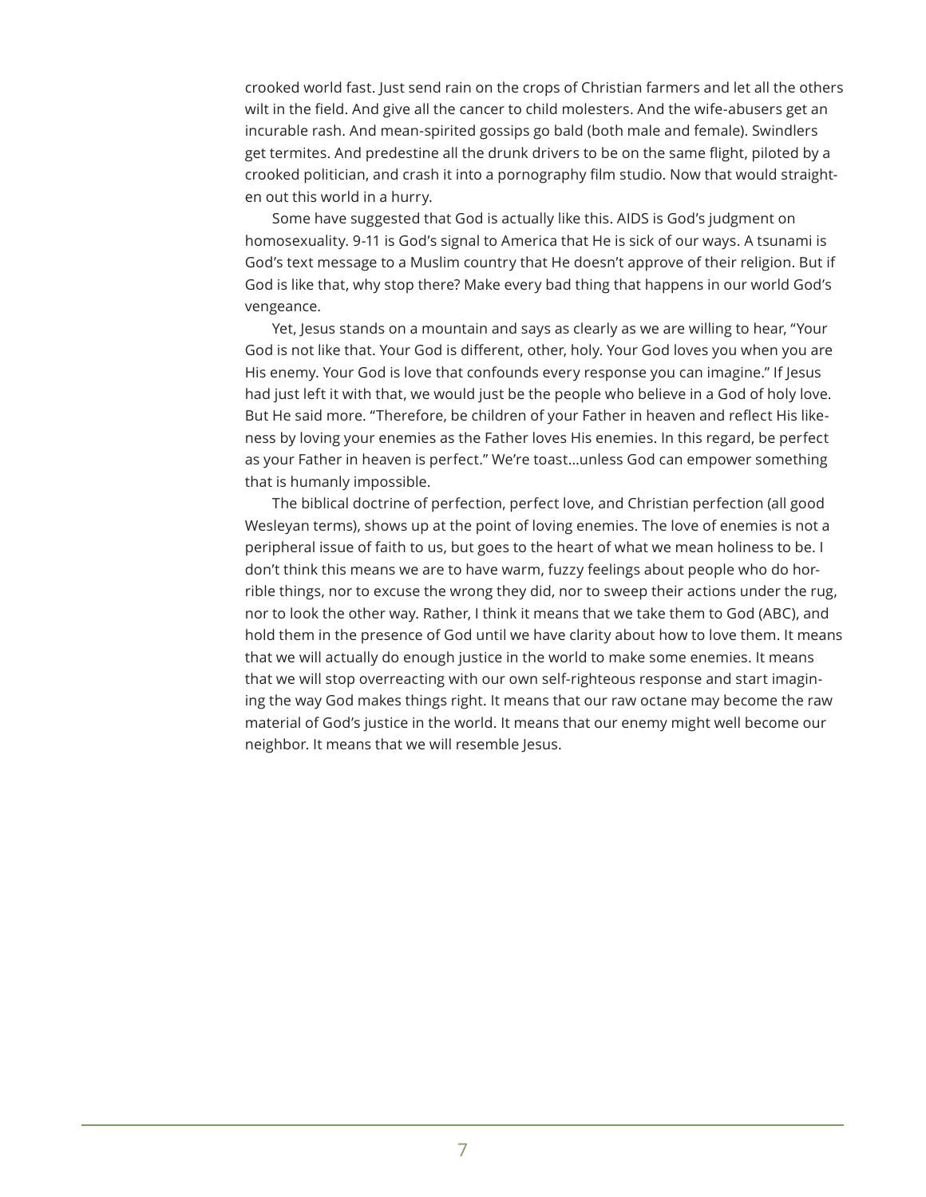crooked world fast. Just send rain on the crops of Christian farmers and let all the others wilt in the field. And give all the cancer to child molesters. And the wife-abusers get an incurable rash. And mean-spirited gossips go bald (both male and female). Swindlers get termites. And predestine all the drunk drivers to be on the same flight, piloted by a crooked politician, and crash it into a pornography film studio. Now that would straighten out this world in a hurry.

Some have suggested that God is actually like this. AIDS is God's judgment on homosexuality. 9-11 is God's signal to America that He is sick of our ways. A tsunami is God's text message to a Muslim country that He doesn't approve of their religion. But if God is like that, why stop there? Make every bad thing that happens in our world God's vengeance.

Yet, Jesus stands on a mountain and says as clearly as we are willing to hear, "Your God is not like that. Your God is different, other, holy. Your God loves you when you are His enemy. Your God is love that confounds every response you can imagine." If Jesus had just left it with that, we would just be the people who believe in a God of holy love. But He said more. "Therefore, be children of your Father in heaven and reflect His likeness by loving your enemies as the Father loves His enemies. In this regard, be perfect as your Father in heaven is perfect." We're toast…unless God can empower something that is humanly impossible.

The biblical doctrine of perfection, perfect love, and Christian perfection (all good Wesleyan terms), shows up at the point of loving enemies. The love of enemies is not a peripheral issue of faith to us, but goes to the heart of what we mean holiness to be. I don't think this means we are to have warm, fuzzy feelings about people who do horrible things, nor to excuse the wrong they did, nor to sweep their actions under the rug, nor to look the other way. Rather, I think it means that we take them to God (ABC), and hold them in the presence of God until we have clarity about how to love them. It means that we will actually do enough justice in the world to make some enemies. It means that we will stop overreacting with our own self-righteous response and start imagining the way God makes things right. It means that our raw octane may become the raw material of God's justice in the world. It means that our enemy might well become our neighbor. It means that we will resemble Jesus.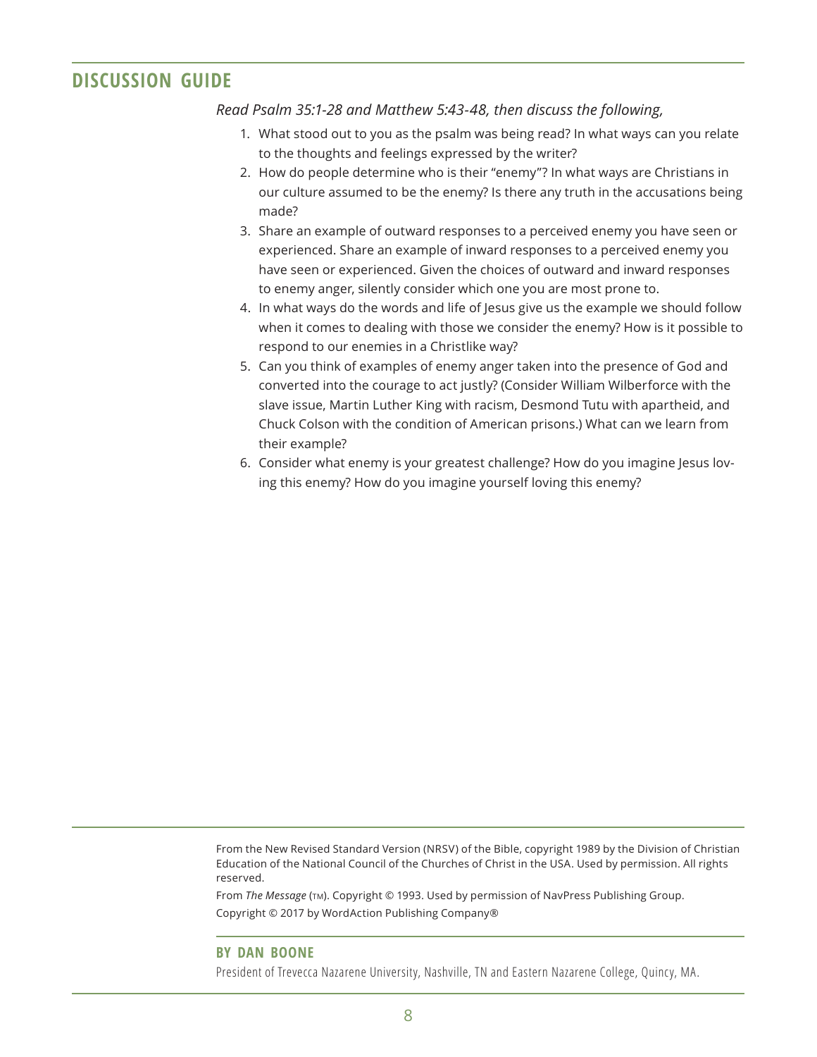## DISCUSSION GUIDE

*Read Psalm 35:1-28 and Matthew 5:43-48, then discuss the following,*

1. What stood out to you as the psalm was being read? In what ways can you relate to the thoughts and feelings expressed by the writer?
2. How do people determine who is their "enemy"? In what ways are Christians in our culture assumed to be the enemy? Is there any truth in the accusations being made?
3. Share an example of outward responses to a perceived enemy you have seen or experienced. Share an example of inward responses to a perceived enemy you have seen or experienced. Given the choices of outward and inward responses to enemy anger, silently consider which one you are most prone to.
4. In what ways do the words and life of Jesus give us the example we should follow when it comes to dealing with those we consider the enemy? How is it possible to respond to our enemies in a Christlike way?
5. Can you think of examples of enemy anger taken into the presence of God and converted into the courage to act justly? (Consider William Wilberforce with the slave issue, Martin Luther King with racism, Desmond Tutu with apartheid, and Chuck Colson with the condition of American prisons.) What can we learn from their example?
6. Consider what enemy is your greatest challenge? How do you imagine Jesus loving this enemy? How do you imagine yourself loving this enemy?

From the New Revised Standard Version (NRSV) of the Bible, copyright 1989 by the Division of Christian Education of the National Council of the Churches of Christ in the USA. Used by permission. All rights reserved.

From *The Message* (TM). Copyright © 1993. Used by permission of NavPress Publishing Group.

Copyright © 2017 by WordAction Publishing Company®

**BY DAN BOONE**

President of Trevecca Nazarene University, Nashville, TN and Eastern Nazarene College, Quincy, MA.